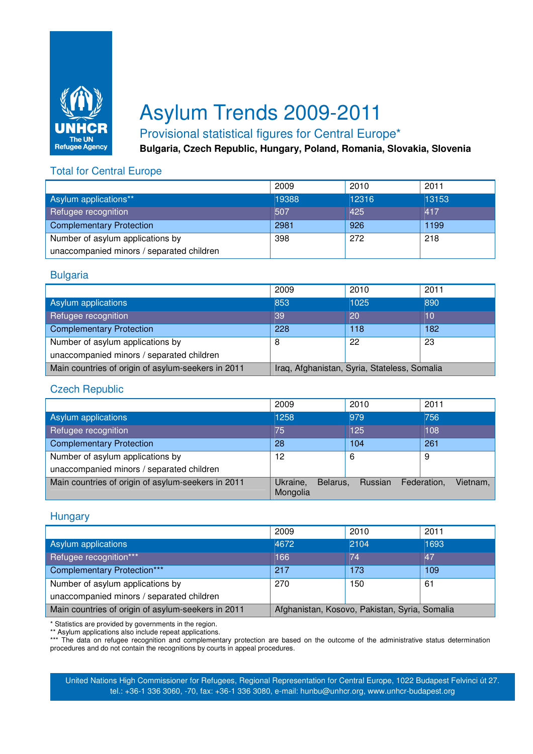# Asylum Trends 2009-2011

## Provisional statistical figures for Central Europe*

**Bulgaria, Czech Republic, Hungary, Poland, Romania, Slovakia, Slovenia**

### Total for Central Europe

| | 2009 | 2010 | 2011 |
|---|---|---|---|
| Asylum applications** | 19388 | 12316 | 13153 |
| Refugee recognition | 507 | 425 | 417 |
| Complementary Protection | 2981 | 926 | 1199 |
| Number of asylum applications by unaccompanied minors / separated children | 398 | 272 | 218 |

### Bulgaria

| | 2009 | 2010 | 2011 |
|---|---|---|---|
| Asylum applications | 853 | 1025 | 890 |
| Refugee recognition | 39 | 20 | 10 |
| Complementary Protection | 228 | 118 | 182 |
| Number of asylum applications by unaccompanied minors / separated children | 8 | 22 | 23 |
| Main countries of origin of asylum-seekers in 2011 | Iraq, Afghanistan, Syria, Stateless, Somalia | | |

### Czech Republic

| | 2009 | 2010 | 2011 |
|---|---|---|---|
| Asylum applications | 1258 | 979 | 756 |
| Refugee recognition | 75 | 125 | 108 |
| Complementary Protection | 28 | 104 | 261 |
| Number of asylum applications by unaccompanied minors / separated children | 12 | 6 | 9 |
| Main countries of origin of asylum-seekers in 2011 | Ukraine, Belarus, Russian Federation, Vietnam, Mongolia | | |

### Hungary

| | 2009 | 2010 | 2011 |
|---|---|---|---|
| Asylum applications | 4672 | 2104 | 1693 |
| Refugee recognition*** | 166 | 74 | 47 |
| Complementary Protection*** | 217 | 173 | 109 |
| Number of asylum applications by unaccompanied minors / separated children | 270 | 150 | 61 |
| Main countries of origin of asylum-seekers in 2011 | Afghanistan, Kosovo, Pakistan, Syria, Somalia | | |

* Statistics are provided by governments in the region.
** Asylum applications also include repeat applications.
*** The data on refugee recognition and complementary protection are based on the outcome of the administrative status determination procedures and do not contain the recognitions by courts in appeal procedures.

United Nations High Commissioner for Refugees, Regional Representation for Central Europe, 1022 Budapest Felvinci út 27. tel.: +36-1 336 3060, -70, fax: +36-1 336 3080, e-mail: hunbu@unhcr.org, www.unhcr-budapest.org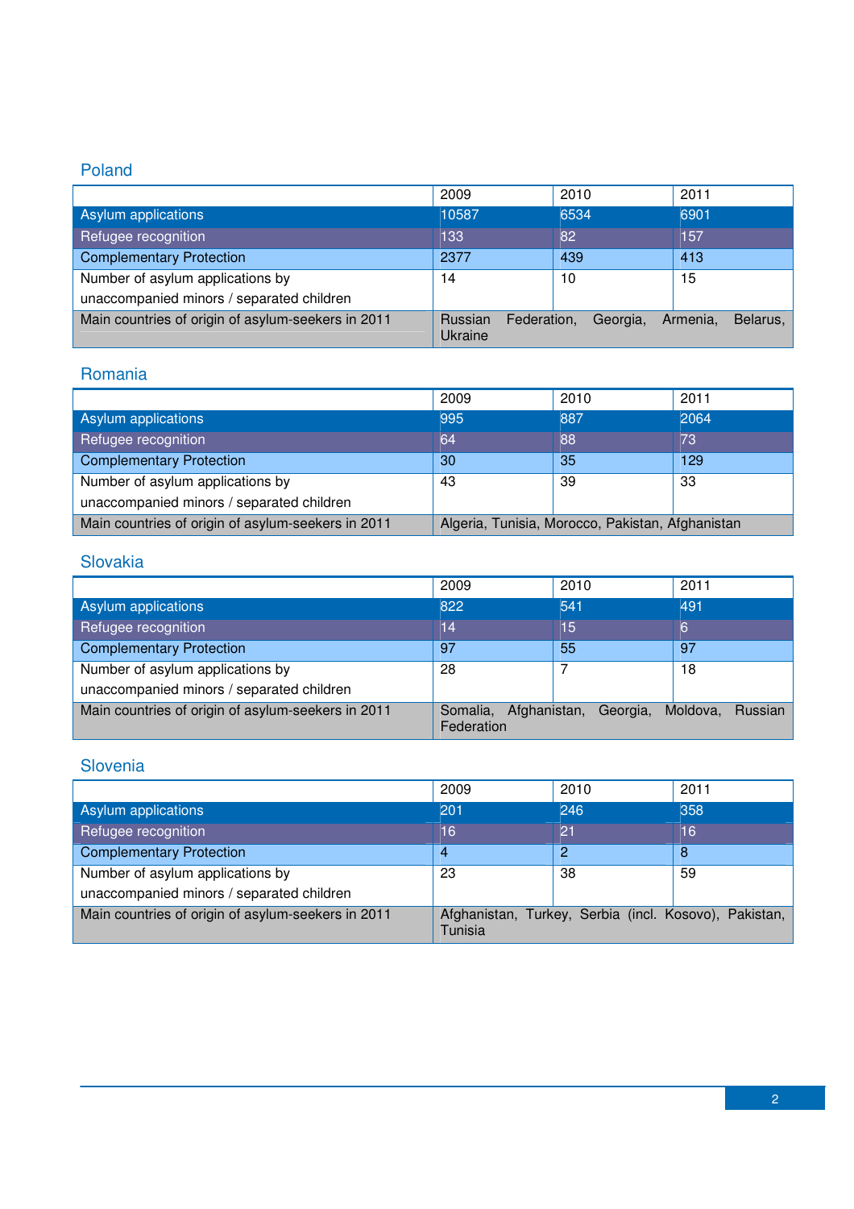## Poland

| | 2009 | 2010 | 2011 |
|---|---|---|---|
| Asylum applications | 10587 | 6534 | 6901 |
| Refugee recognition | 133 | 82 | 157 |
| Complementary Protection | 2377 | 439 | 413 |
| Number of asylum applications by unaccompanied minors / separated children | 14 | 10 | 15 |
| Main countries of origin of asylum-seekers in 2011 | Russian Federation, Georgia, Armenia, Belarus, Ukraine | | |

## Romania

| | 2009 | 2010 | 2011 |
|---|---|---|---|
| Asylum applications | 995 | 887 | 2064 |
| Refugee recognition | 64 | 88 | 73 |
| Complementary Protection | 30 | 35 | 129 |
| Number of asylum applications by unaccompanied minors / separated children | 43 | 39 | 33 |
| Main countries of origin of asylum-seekers in 2011 | Algeria, Tunisia, Morocco, Pakistan, Afghanistan | | |

## Slovakia

| | 2009 | 2010 | 2011 |
|---|---|---|---|
| Asylum applications | 822 | 541 | 491 |
| Refugee recognition | 14 | 15 | 6 |
| Complementary Protection | 97 | 55 | 97 |
| Number of asylum applications by unaccompanied minors / separated children | 28 | 7 | 18 |
| Main countries of origin of asylum-seekers in 2011 | Somalia, Afghanistan, Georgia, Moldova, Russian Federation | | |

## Slovenia

| | 2009 | 2010 | 2011 |
|---|---|---|---|
| Asylum applications | 201 | 246 | 358 |
| Refugee recognition | 16 | 21 | 16 |
| Complementary Protection | 4 | 2 | 8 |
| Number of asylum applications by unaccompanied minors / separated children | 23 | 38 | 59 |
| Main countries of origin of asylum-seekers in 2011 | Afghanistan, Turkey, Serbia (incl. Kosovo), Pakistan, Tunisia | | |